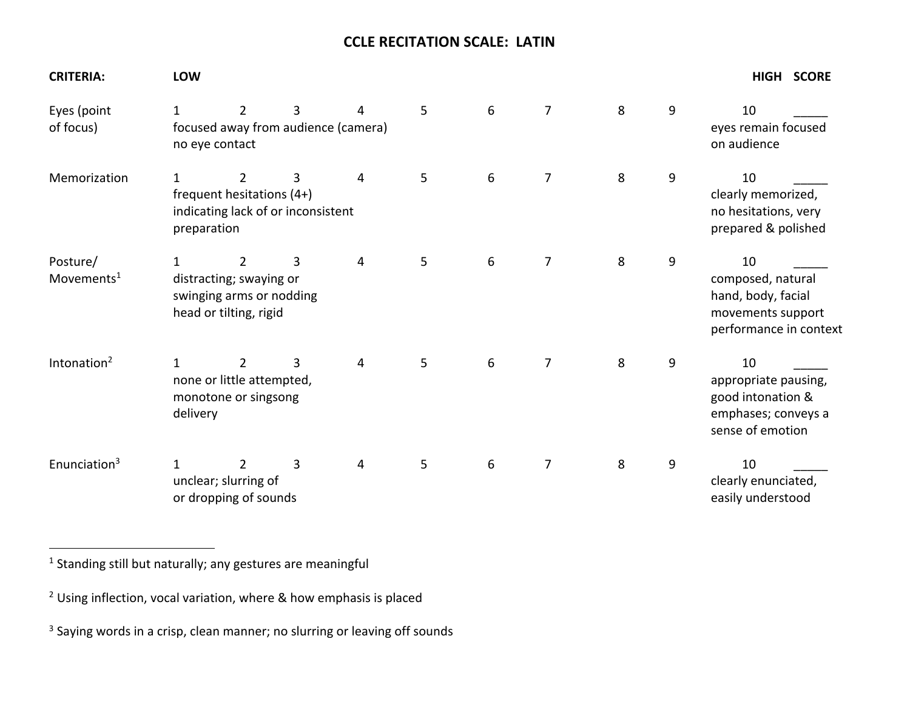# CCLE RECITATION SCALE: LATIN

| CRITERIA: | LOW 1 | 2 | 3 | 4 | 5 | 6 | 7 | 8 | 9 | 10 HIGH | SCORE |
|---|---|---|---|---|---|---|---|---|---|---|---|
| Eyes (point of focus) | 1 focused away from audience (camera) no eye contact | 2 | 3 | 4 | 5 | 6 | 7 | 8 | 9 | 10 eyes remain focused on audience | _____ |
| Memorization | 1 frequent hesitations (4+) indicating lack of or inconsistent preparation | 2 | 3 | 4 | 5 | 6 | 7 | 8 | 9 | 10 clearly memorized, no hesitations, very prepared & polished | _____ |
| Posture/ Movements[1] | 1 distracting; swaying or swinging arms or nodding head or tilting, rigid | 2 | 3 | 4 | 5 | 6 | 7 | 8 | 9 | 10 composed, natural hand, body, facial movements support performance in context | _____ |
| Intonation[2] | 1 none or little attempted, monotone or singsong delivery | 2 | 3 | 4 | 5 | 6 | 7 | 8 | 9 | 10 appropriate pausing, good intonation & emphases; conveys a sense of emotion | _____ |
| Enunciation[3] | 1 unclear; slurring of or dropping of sounds | 2 | 3 | 4 | 5 | 6 | 7 | 8 | 9 | 10 clearly enunciated, easily understood | _____ |

---

[1] Standing still but naturally; any gestures are meaningful

[2] Using inflection, vocal variation, where & how emphasis is placed

[3] Saying words in a crisp, clean manner; no slurring or leaving off sounds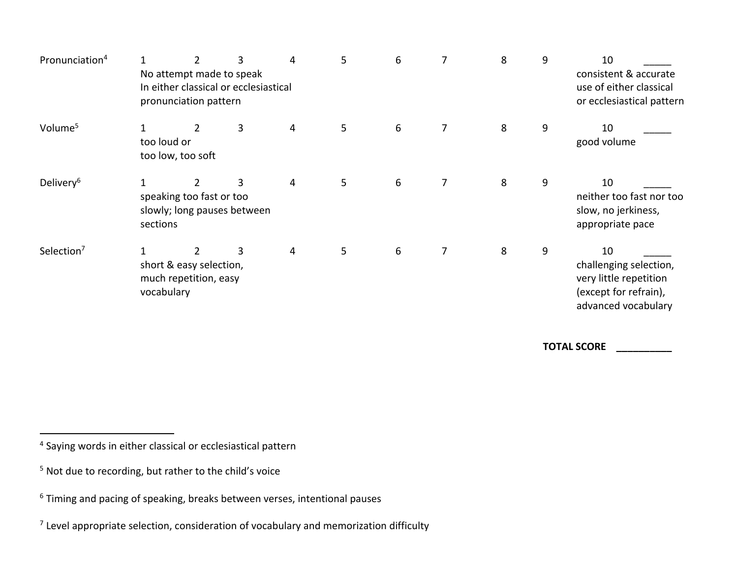| | | | | | | | | | | | |
|---|---|---|---|---|---|---|---|---|---|---|---|
| Pronunciation[4] | 1 | 2 | 3 | 4 | 5 | 6 | 7 | 8 | 9 | 10 | _____ |
| | No attempt made to speak In either classical or ecclesiastical pronunciation pattern | | | | | | | | | consistent & accurate use of either classical or ecclesiastical pattern | |
| Volume[5] | 1 | 2 | 3 | 4 | 5 | 6 | 7 | 8 | 9 | 10 | _____ |
| | too loud or too low, too soft | | | | | | | | | good volume | |
| Delivery[6] | 1 | 2 | 3 | 4 | 5 | 6 | 7 | 8 | 9 | 10 | _____ |
| | speaking too fast or too slowly; long pauses between sections | | | | | | | | | neither too fast nor too slow, no jerkiness, appropriate pace | |
| Selection[7] | 1 | 2 | 3 | 4 | 5 | 6 | 7 | 8 | 9 | 10 | _____ |
| | short & easy selection, much repetition, easy vocabulary | | | | | | | | | challenging selection, very little repetition (except for refrain), advanced vocabulary | |

**TOTAL SCORE** __________

[4] Saying words in either classical or ecclesiastical pattern

[5] Not due to recording, but rather to the child's voice

[6] Timing and pacing of speaking, breaks between verses, intentional pauses

[7] Level appropriate selection, consideration of vocabulary and memorization difficulty